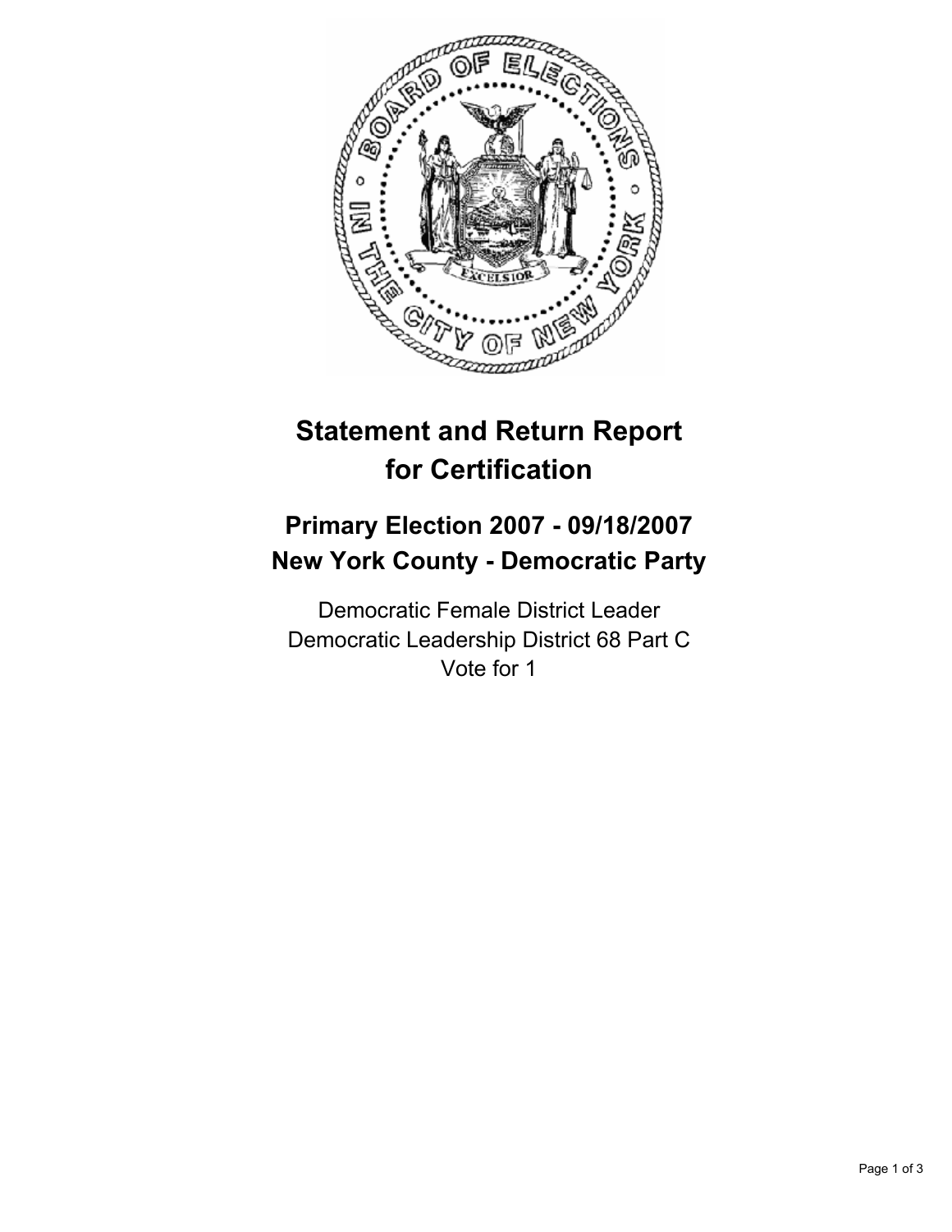# Statement and Return Report for Certification

## Primary Election 2007 - 09/18/2007
## New York County - Democratic Party

Democratic Female District Leader
Democratic Leadership District 68 Part C
Vote for 1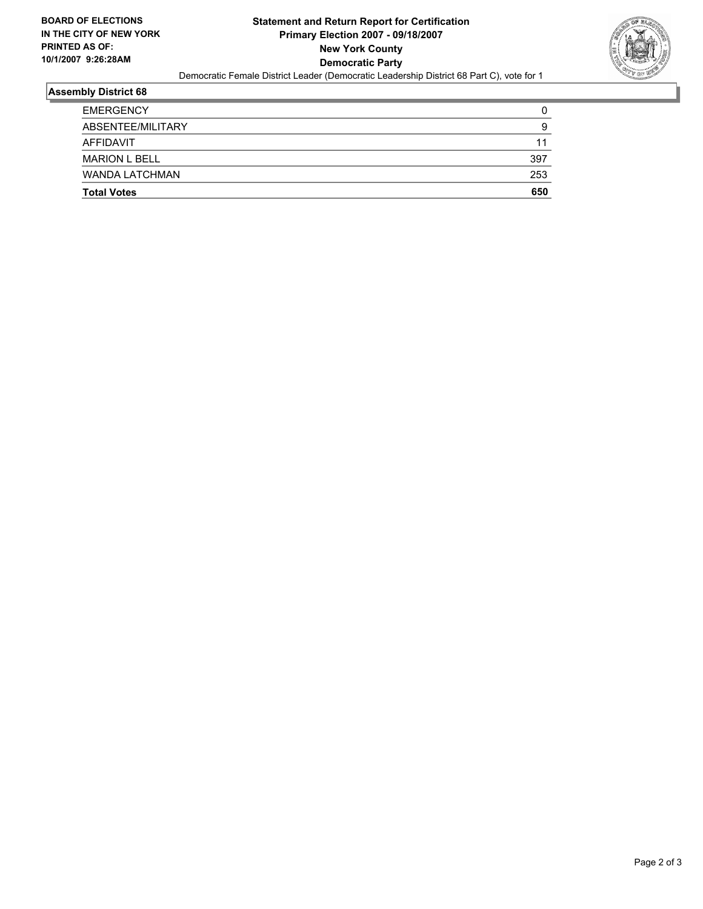**BOARD OF ELECTIONS IN THE CITY OF NEW YORK PRINTED AS OF: 10/1/2007 9:26:28AM**

# Statement and Return Report for Certification
## Primary Election 2007 - 09/18/2007
## New York County
## Democratic Party

Democratic Female District Leader (Democratic Leadership District 68 Part C), vote for 1

### Assembly District 68

| | |
|---|---|
| EMERGENCY | 0 |
| ABSENTEE/MILITARY | 9 |
| AFFIDAVIT | 11 |
| MARION L BELL | 397 |
| WANDA LATCHMAN | 253 |
| **Total Votes** | **650** |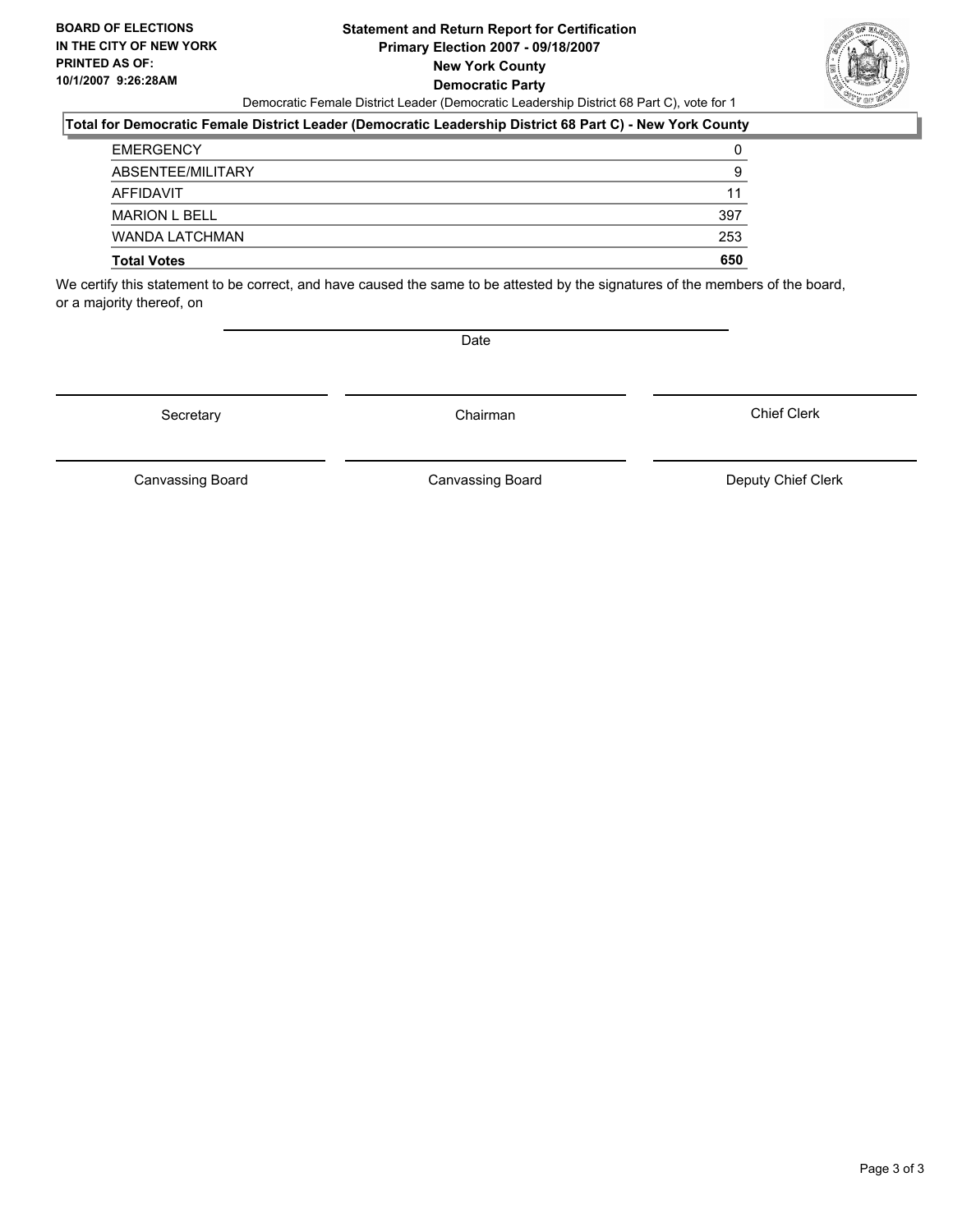**BOARD OF ELECTIONS IN THE CITY OF NEW YORK PRINTED AS OF: 10/1/2007 9:26:28AM**

# Statement and Return Report for Certification
## Primary Election 2007 - 09/18/2007
## New York County
## Democratic Party

Democratic Female District Leader (Democratic Leadership District 68 Part C), vote for 1

**Total for Democratic Female District Leader (Democratic Leadership District 68 Part C) - New York County**

| | |
|---|---|
| EMERGENCY | 0 |
| ABSENTEE/MILITARY | 9 |
| AFFIDAVIT | 11 |
| MARION L BELL | 397 |
| WANDA LATCHMAN | 253 |
| **Total Votes** | **650** |

We certify this statement to be correct, and have caused the same to be attested by the signatures of the members of the board, or a majority thereof, on

Date

Secretary | Chairman | Chief Clerk

Canvassing Board | Canvassing Board | Deputy Chief Clerk